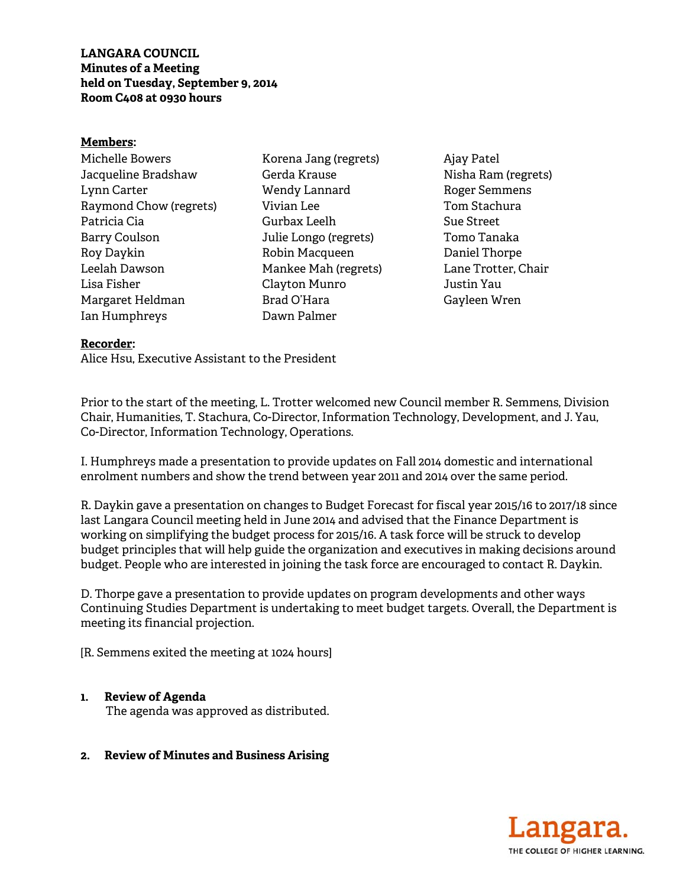**LANGARA COUNCIL**
**Minutes of a Meeting**
**held on Tuesday, September 9, 2014**
**Room C408 at 0930 hours**

**Members:**

Michelle Bowers
Jacqueline Bradshaw
Lynn Carter
Raymond Chow (regrets)
Patricia Cia
Barry Coulson
Roy Daykin
Leelah Dawson
Lisa Fisher
Margaret Heldman
Ian Humphreys
Korena Jang (regrets)
Gerda Krause
Wendy Lannard
Vivian Lee
Gurbax Leelh
Julie Longo (regrets)
Robin Macqueen
Mankee Mah (regrets)
Clayton Munro
Brad O'Hara
Dawn Palmer
Ajay Patel
Nisha Ram (regrets)
Roger Semmens
Tom Stachura
Sue Street
Tomo Tanaka
Daniel Thorpe
Lane Trotter, Chair
Justin Yau
Gayleen Wren

**Recorder:**
Alice Hsu, Executive Assistant to the President

Prior to the start of the meeting, L. Trotter welcomed new Council member R. Semmens, Division Chair, Humanities, T. Stachura, Co-Director, Information Technology, Development, and J. Yau, Co-Director, Information Technology, Operations.

I. Humphreys made a presentation to provide updates on Fall 2014 domestic and international enrolment numbers and show the trend between year 2011 and 2014 over the same period.

R. Daykin gave a presentation on changes to Budget Forecast for fiscal year 2015/16 to 2017/18 since last Langara Council meeting held in June 2014 and advised that the Finance Department is working on simplifying the budget process for 2015/16. A task force will be struck to develop budget principles that will help guide the organization and executives in making decisions around budget. People who are interested in joining the task force are encouraged to contact R. Daykin.

D. Thorpe gave a presentation to provide updates on program developments and other ways Continuing Studies Department is undertaking to meet budget targets. Overall, the Department is meeting its financial projection.

[R. Semmens exited the meeting at 1024 hours]

1. **Review of Agenda**
   The agenda was approved as distributed.

2. **Review of Minutes and Business Arising**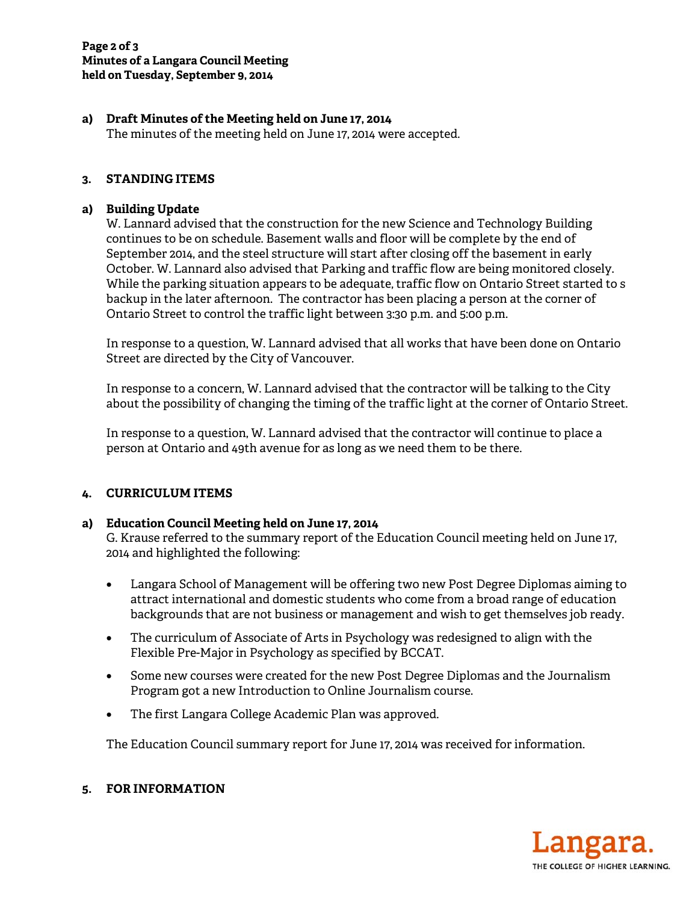**a) Draft Minutes of the Meeting held on June 17, 2014**

The minutes of the meeting held on June 17, 2014 were accepted.

## 3. STANDING ITEMS

**a) Building Update**

W. Lannard advised that the construction for the new Science and Technology Building continues to be on schedule. Basement walls and floor will be complete by the end of September 2014, and the steel structure will start after closing off the basement in early October. W. Lannard also advised that Parking and traffic flow are being monitored closely. While the parking situation appears to be adequate, traffic flow on Ontario Street started to s backup in the later afternoon. The contractor has been placing a person at the corner of Ontario Street to control the traffic light between 3:30 p.m. and 5:00 p.m.

In response to a question, W. Lannard advised that all works that have been done on Ontario Street are directed by the City of Vancouver.

In response to a concern, W. Lannard advised that the contractor will be talking to the City about the possibility of changing the timing of the traffic light at the corner of Ontario Street.

In response to a question, W. Lannard advised that the contractor will continue to place a person at Ontario and 49th avenue for as long as we need them to be there.

## 4. CURRICULUM ITEMS

**a) Education Council Meeting held on June 17, 2014**

G. Krause referred to the summary report of the Education Council meeting held on June 17, 2014 and highlighted the following:

- Langara School of Management will be offering two new Post Degree Diplomas aiming to attract international and domestic students who come from a broad range of education backgrounds that are not business or management and wish to get themselves job ready.
- The curriculum of Associate of Arts in Psychology was redesigned to align with the Flexible Pre-Major in Psychology as specified by BCCAT.
- Some new courses were created for the new Post Degree Diplomas and the Journalism Program got a new Introduction to Online Journalism course.
- The first Langara College Academic Plan was approved.

The Education Council summary report for June 17, 2014 was received for information.

## 5. FOR INFORMATION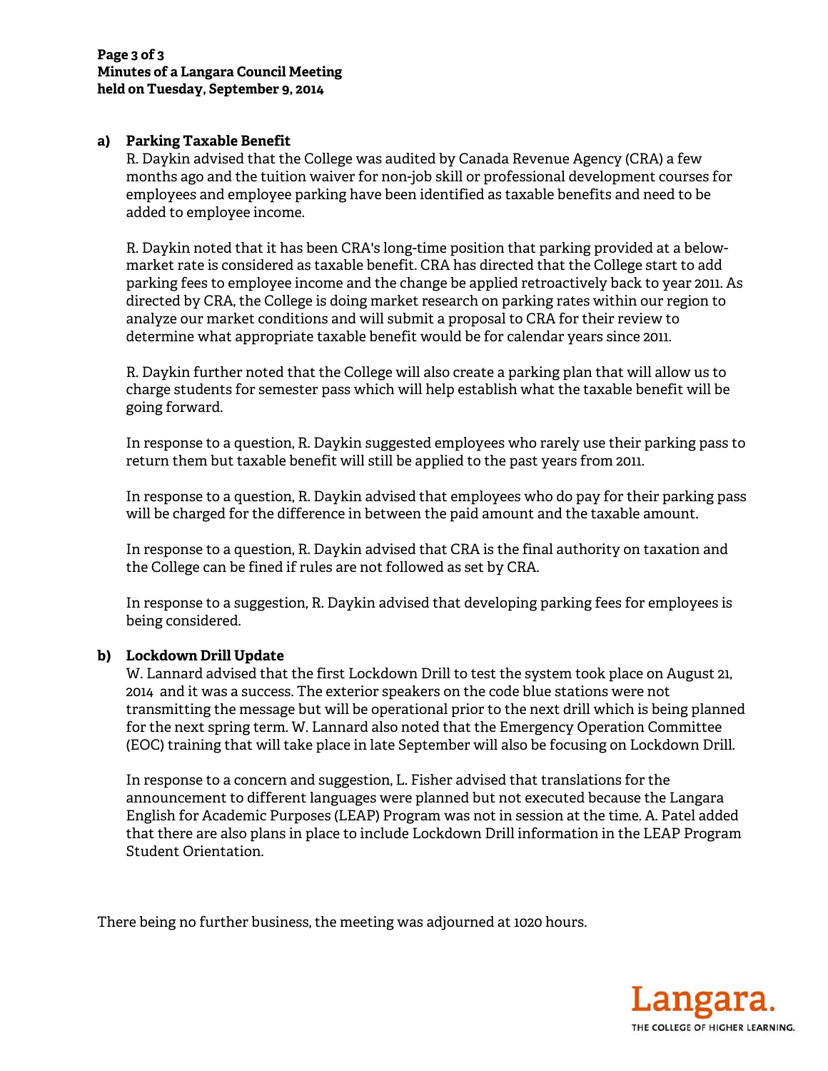**a) Parking Taxable Benefit**

R. Daykin advised that the College was audited by Canada Revenue Agency (CRA) a few months ago and the tuition waiver for non-job skill or professional development courses for employees and employee parking have been identified as taxable benefits and need to be added to employee income.

R. Daykin noted that it has been CRA's long-time position that parking provided at a below-market rate is considered as taxable benefit. CRA has directed that the College start to add parking fees to employee income and the change be applied retroactively back to year 2011. As directed by CRA, the College is doing market research on parking rates within our region to analyze our market conditions and will submit a proposal to CRA for their review to determine what appropriate taxable benefit would be for calendar years since 2011.

R. Daykin further noted that the College will also create a parking plan that will allow us to charge students for semester pass which will help establish what the taxable benefit will be going forward.

In response to a question, R. Daykin suggested employees who rarely use their parking pass to return them but taxable benefit will still be applied to the past years from 2011.

In response to a question, R. Daykin advised that employees who do pay for their parking pass will be charged for the difference in between the paid amount and the taxable amount.

In response to a question, R. Daykin advised that CRA is the final authority on taxation and the College can be fined if rules are not followed as set by CRA.

In response to a suggestion, R. Daykin advised that developing parking fees for employees is being considered.

**b) Lockdown Drill Update**

W. Lannard advised that the first Lockdown Drill to test the system took place on August 21, 2014 and it was a success. The exterior speakers on the code blue stations were not transmitting the message but will be operational prior to the next drill which is being planned for the next spring term. W. Lannard also noted that the Emergency Operation Committee (EOC) training that will take place in late September will also be focusing on Lockdown Drill.

In response to a concern and suggestion, L. Fisher advised that translations for the announcement to different languages were planned but not executed because the Langara English for Academic Purposes (LEAP) Program was not in session at the time. A. Patel added that there are also plans in place to include Lockdown Drill information in the LEAP Program Student Orientation.

There being no further business, the meeting was adjourned at 1020 hours.